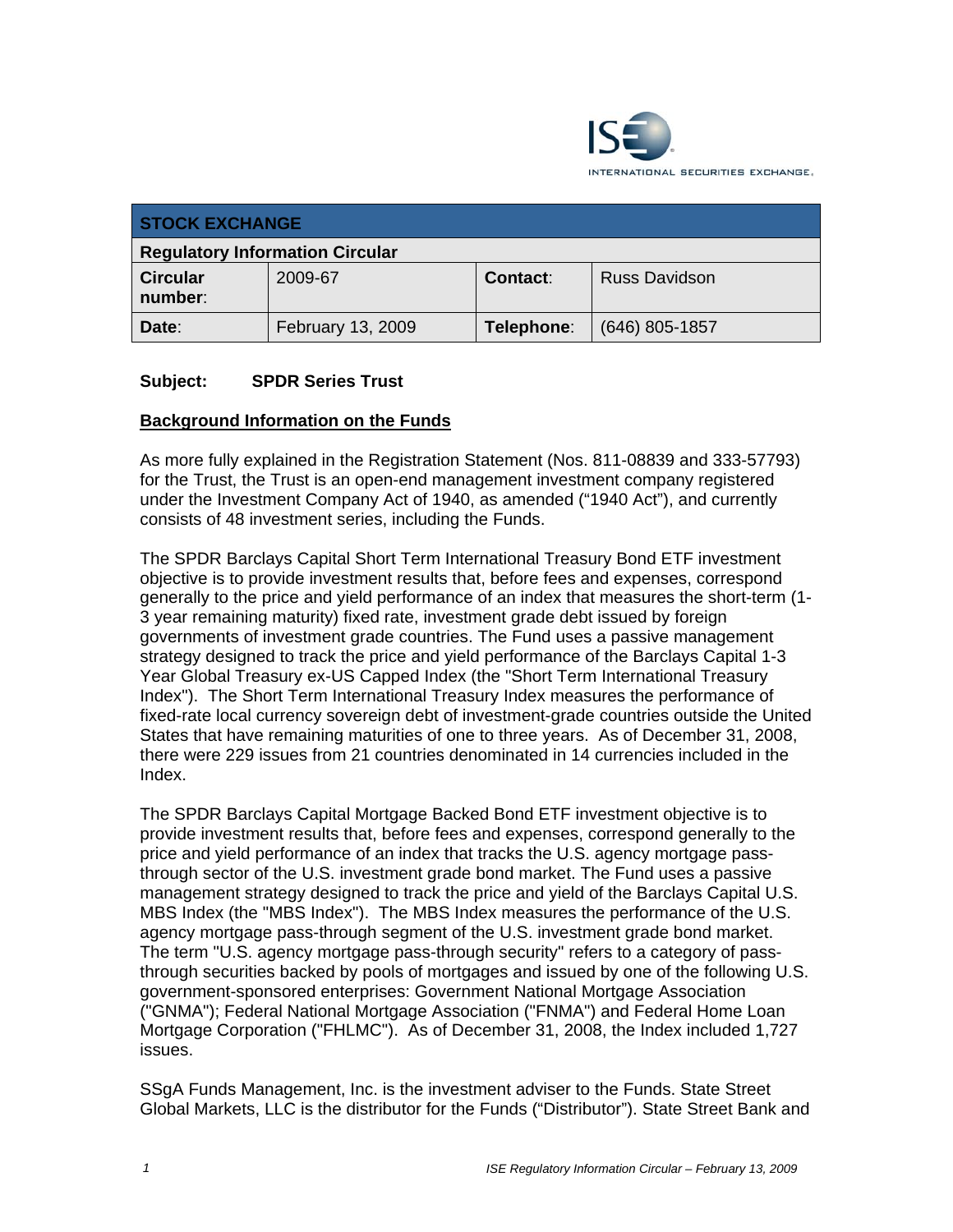INTERNATIONAL SECURITIES EXCHANGE.

| STOCK EXCHANGE | | | |
|---|---|---|---|
| **Regulatory Information Circular** | | | |
| **Circular number:** | 2009-67 | **Contact:** | Russ Davidson |
| **Date:** | February 13, 2009 | **Telephone:** | (646) 805-1857 |

**Subject: SPDR Series Trust**

**Background Information on the Funds**

As more fully explained in the Registration Statement (Nos. 811-08839 and 333-57793) for the Trust, the Trust is an open-end management investment company registered under the Investment Company Act of 1940, as amended ("1940 Act"), and currently consists of 48 investment series, including the Funds.

The SPDR Barclays Capital Short Term International Treasury Bond ETF investment objective is to provide investment results that, before fees and expenses, correspond generally to the price and yield performance of an index that measures the short-term (1-3 year remaining maturity) fixed rate, investment grade debt issued by foreign governments of investment grade countries. The Fund uses a passive management strategy designed to track the price and yield performance of the Barclays Capital 1-3 Year Global Treasury ex-US Capped Index (the "Short Term International Treasury Index"). The Short Term International Treasury Index measures the performance of fixed-rate local currency sovereign debt of investment-grade countries outside the United States that have remaining maturities of one to three years. As of December 31, 2008, there were 229 issues from 21 countries denominated in 14 currencies included in the Index.

The SPDR Barclays Capital Mortgage Backed Bond ETF investment objective is to provide investment results that, before fees and expenses, correspond generally to the price and yield performance of an index that tracks the U.S. agency mortgage pass-through sector of the U.S. investment grade bond market. The Fund uses a passive management strategy designed to track the price and yield of the Barclays Capital U.S. MBS Index (the "MBS Index"). The MBS Index measures the performance of the U.S. agency mortgage pass-through segment of the U.S. investment grade bond market. The term "U.S. agency mortgage pass-through security" refers to a category of pass-through securities backed by pools of mortgages and issued by one of the following U.S. government-sponsored enterprises: Government National Mortgage Association ("GNMA"); Federal National Mortgage Association ("FNMA") and Federal Home Loan Mortgage Corporation ("FHLMC"). As of December 31, 2008, the Index included 1,727 issues.

SSgA Funds Management, Inc. is the investment adviser to the Funds. State Street Global Markets, LLC is the distributor for the Funds ("Distributor"). State Street Bank and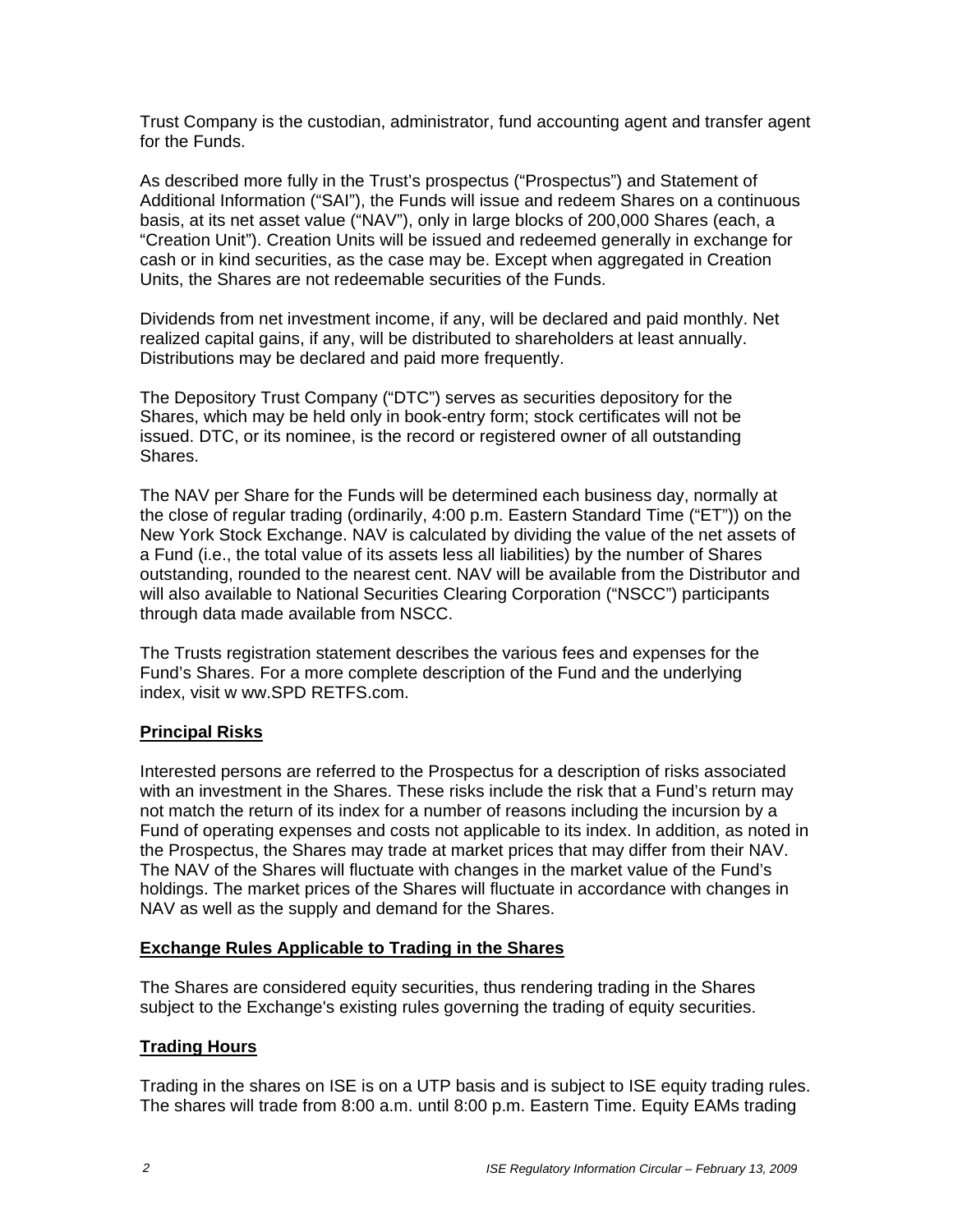Trust Company is the custodian, administrator, fund accounting agent and transfer agent for the Funds.

As described more fully in the Trust's prospectus ("Prospectus") and Statement of Additional Information ("SAI"), the Funds will issue and redeem Shares on a continuous basis, at its net asset value ("NAV"), only in large blocks of 200,000 Shares (each, a "Creation Unit"). Creation Units will be issued and redeemed generally in exchange for cash or in kind securities, as the case may be. Except when aggregated in Creation Units, the Shares are not redeemable securities of the Funds.

Dividends from net investment income, if any, will be declared and paid monthly. Net realized capital gains, if any, will be distributed to shareholders at least annually. Distributions may be declared and paid more frequently.

The Depository Trust Company ("DTC") serves as securities depository for the Shares, which may be held only in book-entry form; stock certificates will not be issued. DTC, or its nominee, is the record or registered owner of all outstanding Shares.

The NAV per Share for the Funds will be determined each business day, normally at the close of regular trading (ordinarily, 4:00 p.m. Eastern Standard Time ("ET")) on the New York Stock Exchange. NAV is calculated by dividing the value of the net assets of a Fund (i.e., the total value of its assets less all liabilities) by the number of Shares outstanding, rounded to the nearest cent. NAV will be available from the Distributor and will also available to National Securities Clearing Corporation ("NSCC") participants through data made available from NSCC.

The Trusts registration statement describes the various fees and expenses for the Fund's Shares. For a more complete description of the Fund and the underlying index, visit w ww.SPD RETFS.com.

## Principal Risks

Interested persons are referred to the Prospectus for a description of risks associated with an investment in the Shares. These risks include the risk that a Fund's return may not match the return of its index for a number of reasons including the incursion by a Fund of operating expenses and costs not applicable to its index. In addition, as noted in the Prospectus, the Shares may trade at market prices that may differ from their NAV. The NAV of the Shares will fluctuate with changes in the market value of the Fund's holdings. The market prices of the Shares will fluctuate in accordance with changes in NAV as well as the supply and demand for the Shares.

## Exchange Rules Applicable to Trading in the Shares

The Shares are considered equity securities, thus rendering trading in the Shares subject to the Exchange's existing rules governing the trading of equity securities.

## Trading Hours

Trading in the shares on ISE is on a UTP basis and is subject to ISE equity trading rules. The shares will trade from 8:00 a.m. until 8:00 p.m. Eastern Time. Equity EAMs trading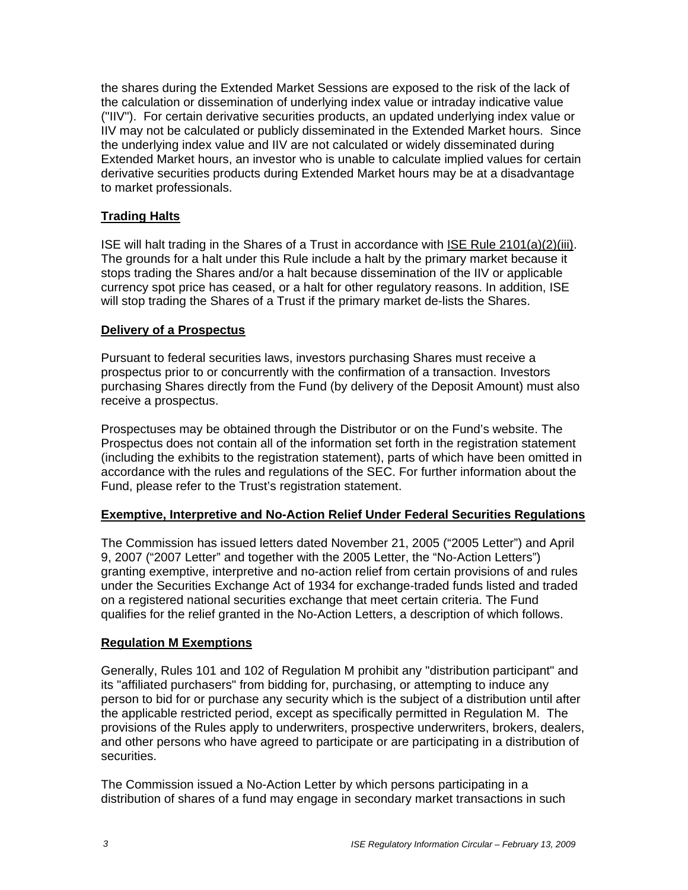the shares during the Extended Market Sessions are exposed to the risk of the lack of the calculation or dissemination of underlying index value or intraday indicative value ("IIV"). For certain derivative securities products, an updated underlying index value or IIV may not be calculated or publicly disseminated in the Extended Market hours. Since the underlying index value and IIV are not calculated or widely disseminated during Extended Market hours, an investor who is unable to calculate implied values for certain derivative securities products during Extended Market hours may be at a disadvantage to market professionals.

## Trading Halts

ISE will halt trading in the Shares of a Trust in accordance with ISE Rule 2101(a)(2)(iii). The grounds for a halt under this Rule include a halt by the primary market because it stops trading the Shares and/or a halt because dissemination of the IIV or applicable currency spot price has ceased, or a halt for other regulatory reasons. In addition, ISE will stop trading the Shares of a Trust if the primary market de-lists the Shares.

## Delivery of a Prospectus

Pursuant to federal securities laws, investors purchasing Shares must receive a prospectus prior to or concurrently with the confirmation of a transaction. Investors purchasing Shares directly from the Fund (by delivery of the Deposit Amount) must also receive a prospectus.

Prospectuses may be obtained through the Distributor or on the Fund's website. The Prospectus does not contain all of the information set forth in the registration statement (including the exhibits to the registration statement), parts of which have been omitted in accordance with the rules and regulations of the SEC. For further information about the Fund, please refer to the Trust's registration statement.

## Exemptive, Interpretive and No-Action Relief Under Federal Securities Regulations

The Commission has issued letters dated November 21, 2005 ("2005 Letter") and April 9, 2007 ("2007 Letter" and together with the 2005 Letter, the "No-Action Letters") granting exemptive, interpretive and no-action relief from certain provisions of and rules under the Securities Exchange Act of 1934 for exchange-traded funds listed and traded on a registered national securities exchange that meet certain criteria. The Fund qualifies for the relief granted in the No-Action Letters, a description of which follows.

## Regulation M Exemptions

Generally, Rules 101 and 102 of Regulation M prohibit any "distribution participant" and its "affiliated purchasers" from bidding for, purchasing, or attempting to induce any person to bid for or purchase any security which is the subject of a distribution until after the applicable restricted period, except as specifically permitted in Regulation M. The provisions of the Rules apply to underwriters, prospective underwriters, brokers, dealers, and other persons who have agreed to participate or are participating in a distribution of securities.

The Commission issued a No-Action Letter by which persons participating in a distribution of shares of a fund may engage in secondary market transactions in such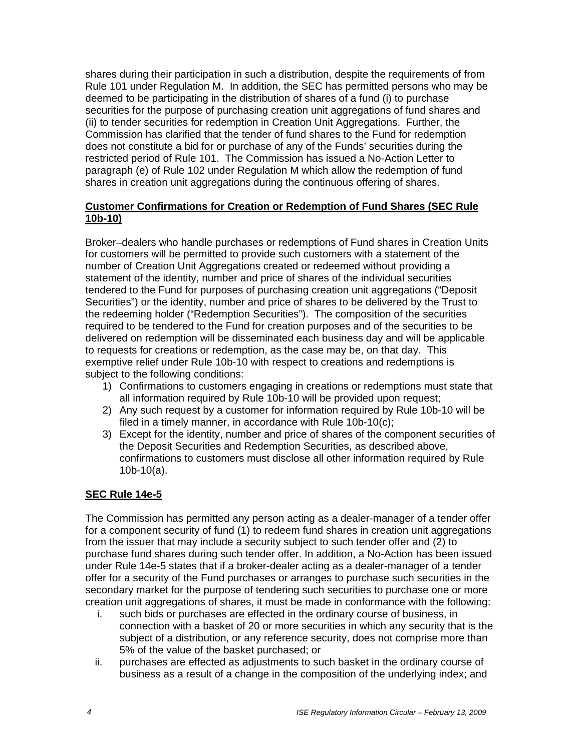shares during their participation in such a distribution, despite the requirements of from Rule 101 under Regulation M. In addition, the SEC has permitted persons who may be deemed to be participating in the distribution of shares of a fund (i) to purchase securities for the purpose of purchasing creation unit aggregations of fund shares and (ii) to tender securities for redemption in Creation Unit Aggregations. Further, the Commission has clarified that the tender of fund shares to the Fund for redemption does not constitute a bid for or purchase of any of the Funds' securities during the restricted period of Rule 101. The Commission has issued a No-Action Letter to paragraph (e) of Rule 102 under Regulation M which allow the redemption of fund shares in creation unit aggregations during the continuous offering of shares.

**Customer Confirmations for Creation or Redemption of Fund Shares (SEC Rule 10b-10)**

Broker–dealers who handle purchases or redemptions of Fund shares in Creation Units for customers will be permitted to provide such customers with a statement of the number of Creation Unit Aggregations created or redeemed without providing a statement of the identity, number and price of shares of the individual securities tendered to the Fund for purposes of purchasing creation unit aggregations ("Deposit Securities") or the identity, number and price of shares to be delivered by the Trust to the redeeming holder ("Redemption Securities"). The composition of the securities required to be tendered to the Fund for creation purposes and of the securities to be delivered on redemption will be disseminated each business day and will be applicable to requests for creations or redemption, as the case may be, on that day. This exemptive relief under Rule 10b-10 with respect to creations and redemptions is subject to the following conditions:

1) Confirmations to customers engaging in creations or redemptions must state that all information required by Rule 10b-10 will be provided upon request;
2) Any such request by a customer for information required by Rule 10b-10 will be filed in a timely manner, in accordance with Rule 10b-10(c);
3) Except for the identity, number and price of shares of the component securities of the Deposit Securities and Redemption Securities, as described above, confirmations to customers must disclose all other information required by Rule 10b-10(a).

**SEC Rule 14e-5**

The Commission has permitted any person acting as a dealer-manager of a tender offer for a component security of fund (1) to redeem fund shares in creation unit aggregations from the issuer that may include a security subject to such tender offer and (2) to purchase fund shares during such tender offer. In addition, a No-Action has been issued under Rule 14e-5 states that if a broker-dealer acting as a dealer-manager of a tender offer for a security of the Fund purchases or arranges to purchase such securities in the secondary market for the purpose of tendering such securities to purchase one or more creation unit aggregations of shares, it must be made in conformance with the following:

i. such bids or purchases are effected in the ordinary course of business, in connection with a basket of 20 or more securities in which any security that is the subject of a distribution, or any reference security, does not comprise more than 5% of the value of the basket purchased; or
ii. purchases are effected as adjustments to such basket in the ordinary course of business as a result of a change in the composition of the underlying index; and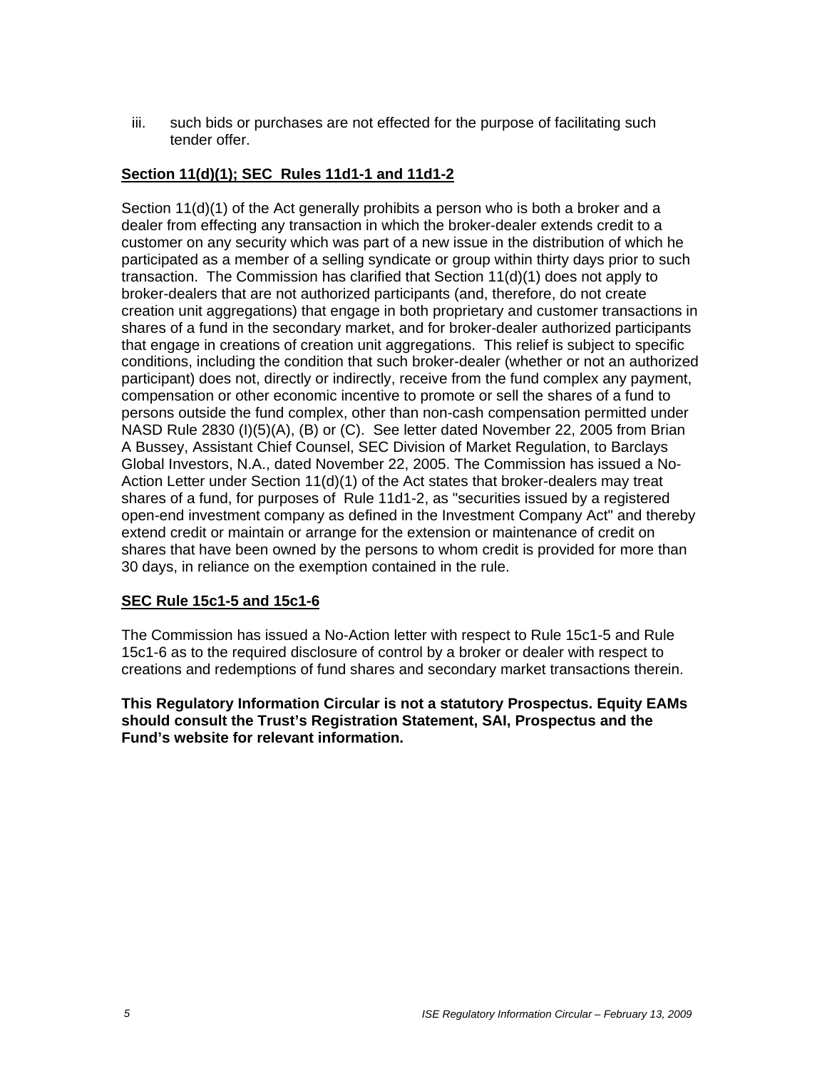iii. such bids or purchases are not effected for the purpose of facilitating such tender offer.

**Section 11(d)(1); SEC Rules 11d1-1 and 11d1-2**

Section 11(d)(1) of the Act generally prohibits a person who is both a broker and a dealer from effecting any transaction in which the broker-dealer extends credit to a customer on any security which was part of a new issue in the distribution of which he participated as a member of a selling syndicate or group within thirty days prior to such transaction. The Commission has clarified that Section 11(d)(1) does not apply to broker-dealers that are not authorized participants (and, therefore, do not create creation unit aggregations) that engage in both proprietary and customer transactions in shares of a fund in the secondary market, and for broker-dealer authorized participants that engage in creations of creation unit aggregations. This relief is subject to specific conditions, including the condition that such broker-dealer (whether or not an authorized participant) does not, directly or indirectly, receive from the fund complex any payment, compensation or other economic incentive to promote or sell the shares of a fund to persons outside the fund complex, other than non-cash compensation permitted under NASD Rule 2830 (I)(5)(A), (B) or (C). See letter dated November 22, 2005 from Brian A Bussey, Assistant Chief Counsel, SEC Division of Market Regulation, to Barclays Global Investors, N.A., dated November 22, 2005. The Commission has issued a No-Action Letter under Section 11(d)(1) of the Act states that broker-dealers may treat shares of a fund, for purposes of Rule 11d1-2, as "securities issued by a registered open-end investment company as defined in the Investment Company Act" and thereby extend credit or maintain or arrange for the extension or maintenance of credit on shares that have been owned by the persons to whom credit is provided for more than 30 days, in reliance on the exemption contained in the rule.

**SEC Rule 15c1-5 and 15c1-6**

The Commission has issued a No-Action letter with respect to Rule 15c1-5 and Rule 15c1-6 as to the required disclosure of control by a broker or dealer with respect to creations and redemptions of fund shares and secondary market transactions therein.

**This Regulatory Information Circular is not a statutory Prospectus. Equity EAMs should consult the Trust's Registration Statement, SAI, Prospectus and the Fund's website for relevant information.**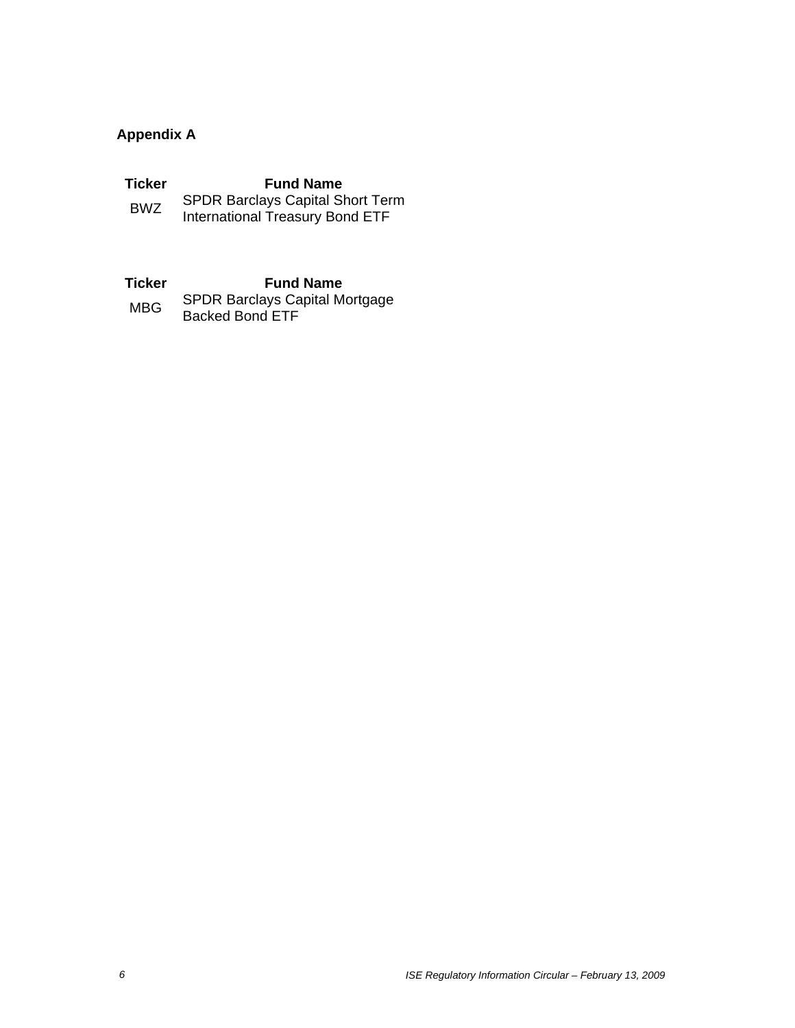## Appendix A

| Ticker | Fund Name |
|---|---|
| BWZ | SPDR Barclays Capital Short Term International Treasury Bond ETF |

| Ticker | Fund Name |
|---|---|
| MBG | SPDR Barclays Capital Mortgage Backed Bond ETF |